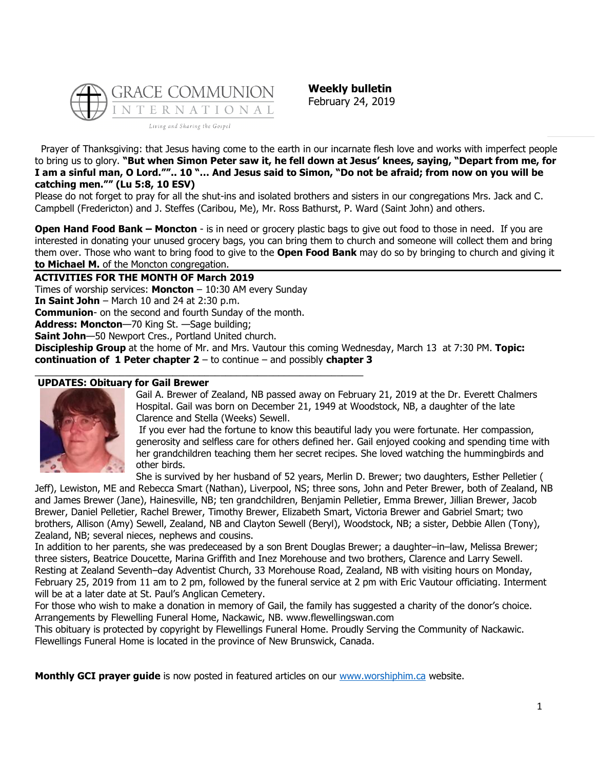**Weekly bulletin**
February 24, 2019

Prayer of Thanksgiving: that Jesus having come to the earth in our incarnate flesh love and works with imperfect people to bring us to glory. **"But when Simon Peter saw it, he fell down at Jesus' knees, saying, "Depart from me, for I am a sinful man, O Lord."".. 10 "… And Jesus said to Simon, "Do not be afraid; from now on you will be catching men."" (Lu 5:8, 10 ESV)**

Please do not forget to pray for all the shut-ins and isolated brothers and sisters in our congregations Mrs. Jack and C. Campbell (Fredericton) and J. Steffes (Caribou, Me), Mr. Ross Bathurst, P. Ward (Saint John) and others.

**Open Hand Food Bank – Moncton** - is in need or grocery plastic bags to give out food to those in need. If you are interested in donating your unused grocery bags, you can bring them to church and someone will collect them and bring them over. Those who want to bring food to give to the **Open Food Bank** may do so by bringing to church and giving it **to Michael M.** of the Moncton congregation.

**ACTIVITIES FOR THE MONTH OF March 2019**

Times of worship services: **Moncton** – 10:30 AM every Sunday
**In Saint John** – March 10 and 24 at 2:30 p.m.
**Communion**- on the second and fourth Sunday of the month.
**Address: Moncton**—70 King St. —Sage building;
**Saint John**—50 Newport Cres., Portland United church.
**Discipleship Group** at the home of Mr. and Mrs. Vautour this coming Wednesday, March 13 at 7:30 PM. **Topic: continuation of 1 Peter chapter 2** – to continue – and possibly **chapter 3**

**UPDATES: Obituary for Gail Brewer**

Gail A. Brewer of Zealand, NB passed away on February 21, 2019 at the Dr. Everett Chalmers Hospital. Gail was born on December 21, 1949 at Woodstock, NB, a daughter of the late Clarence and Stella (Weeks) Sewell.

If you ever had the fortune to know this beautiful lady you were fortunate. Her compassion, generosity and selfless care for others defined her. Gail enjoyed cooking and spending time with her grandchildren teaching them her secret recipes. She loved watching the hummingbirds and other birds.

She is survived by her husband of 52 years, Merlin D. Brewer; two daughters, Esther Pelletier ( Jeff), Lewiston, ME and Rebecca Smart (Nathan), Liverpool, NS; three sons, John and Peter Brewer, both of Zealand, NB and James Brewer (Jane), Hainesville, NB; ten grandchildren, Benjamin Pelletier, Emma Brewer, Jillian Brewer, Jacob Brewer, Daniel Pelletier, Rachel Brewer, Timothy Brewer, Elizabeth Smart, Victoria Brewer and Gabriel Smart; two brothers, Allison (Amy) Sewell, Zealand, NB and Clayton Sewell (Beryl), Woodstock, NB; a sister, Debbie Allen (Tony), Zealand, NB; several nieces, nephews and cousins.

In addition to her parents, she was predeceased by a son Brent Douglas Brewer; a daughter–in–law, Melissa Brewer; three sisters, Beatrice Doucette, Marina Griffith and Inez Morehouse and two brothers, Clarence and Larry Sewell.

Resting at Zealand Seventh–day Adventist Church, 33 Morehouse Road, Zealand, NB with visiting hours on Monday, February 25, 2019 from 11 am to 2 pm, followed by the funeral service at 2 pm with Eric Vautour officiating. Interment will be at a later date at St. Paul's Anglican Cemetery.

For those who wish to make a donation in memory of Gail, the family has suggested a charity of the donor's choice.

Arrangements by Flewelling Funeral Home, Nackawic, NB. www.flewellingswan.com

This obituary is protected by copyright by Flewellings Funeral Home. Proudly Serving the Community of Nackawic. Flewellings Funeral Home is located in the province of New Brunswick, Canada.

**Monthly GCI prayer guide** is now posted in featured articles on our www.worshiphim.ca website.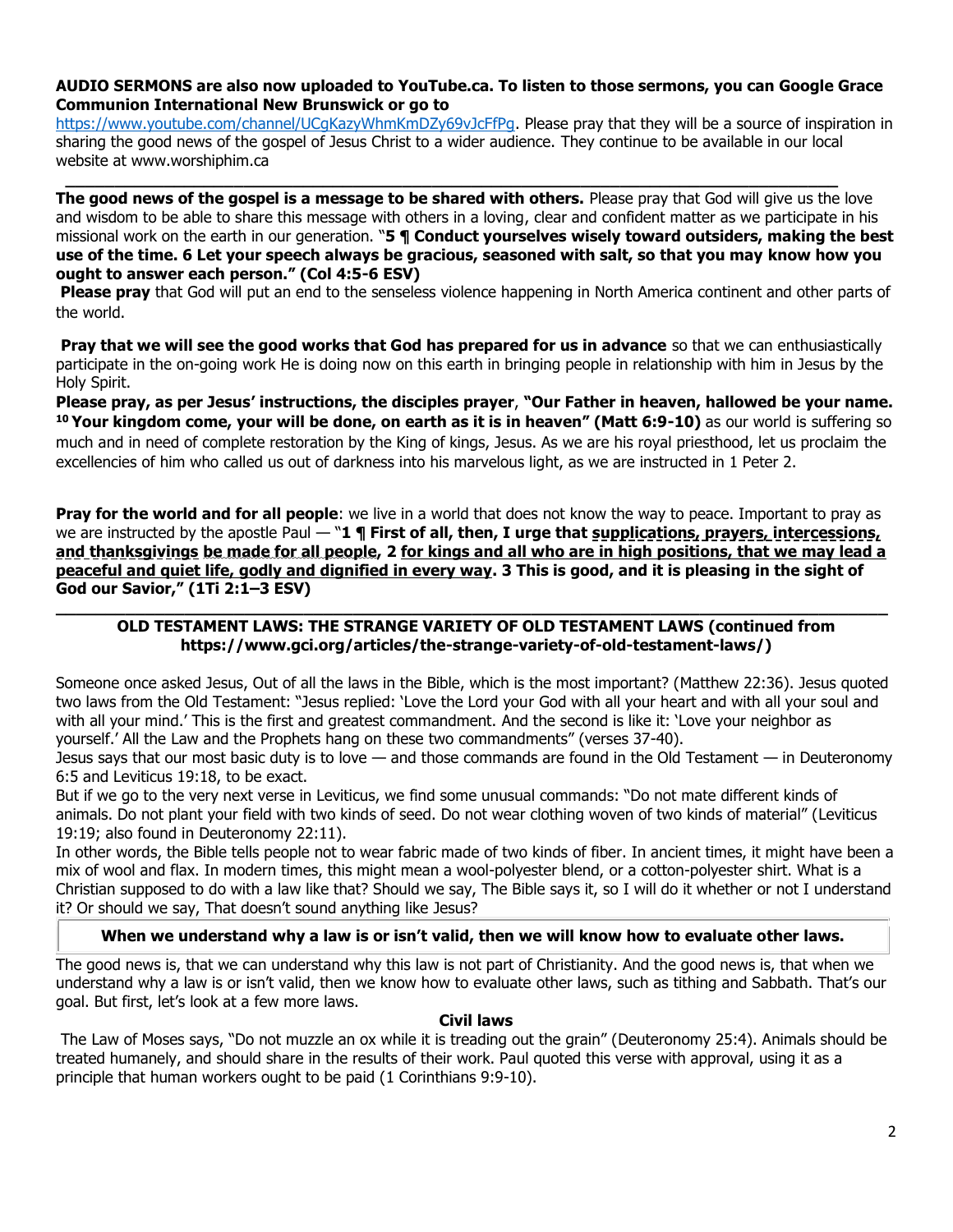**AUDIO SERMONS are also now uploaded to YouTube.ca. To listen to those sermons, you can Google Grace Communion International New Brunswick or go to** https://www.youtube.com/channel/UCgKazyWhmKmDZy69vJcFfPg. Please pray that they will be a source of inspiration in sharing the good news of the gospel of Jesus Christ to a wider audience. They continue to be available in our local website at www.worshiphim.ca

---

**The good news of the gospel is a message to be shared with others.** Please pray that God will give us the love and wisdom to be able to share this message with others in a loving, clear and confident matter as we participate in his missional work on the earth in our generation. "**5 ¶ Conduct yourselves wisely toward outsiders, making the best use of the time. 6 Let your speech always be gracious, seasoned with salt, so that you may know how you ought to answer each person." (Col 4:5-6 ESV)**

**Please pray** that God will put an end to the senseless violence happening in North America continent and other parts of the world.

**Pray that we will see the good works that God has prepared for us in advance** so that we can enthusiastically participate in the on-going work He is doing now on this earth in bringing people in relationship with him in Jesus by the Holy Spirit.

**Please pray, as per Jesus' instructions, the disciples prayer**, **"Our Father in heaven, hallowed be your name. 10 Your kingdom come, your will be done, on earth as it is in heaven" (Matt 6:9-10)** as our world is suffering so much and in need of complete restoration by the King of kings, Jesus. As we are his royal priesthood, let us proclaim the excellencies of him who called us out of darkness into his marvelous light, as we are instructed in 1 Peter 2.

**Pray for the world and for all people**: we live in a world that does not know the way to peace. Important to pray as we are instructed by the apostle Paul — "**1 ¶ First of all, then, I urge that supplications, prayers, intercessions, and thanksgivings be made for all people, 2 for kings and all who are in high positions, that we may lead a peaceful and quiet life, godly and dignified in every way. 3 This is good, and it is pleasing in the sight of God our Savior," (1Ti 2:1–3 ESV)**

---

## OLD TESTAMENT LAWS: THE STRANGE VARIETY OF OLD TESTAMENT LAWS (continued from https://www.gci.org/articles/the-strange-variety-of-old-testament-laws/)

Someone once asked Jesus, Out of all the laws in the Bible, which is the most important? (Matthew 22:36). Jesus quoted two laws from the Old Testament: "Jesus replied: 'Love the Lord your God with all your heart and with all your soul and with all your mind.' This is the first and greatest commandment. And the second is like it: 'Love your neighbor as yourself.' All the Law and the Prophets hang on these two commandments" (verses 37-40).

Jesus says that our most basic duty is to love — and those commands are found in the Old Testament — in Deuteronomy 6:5 and Leviticus 19:18, to be exact.

But if we go to the very next verse in Leviticus, we find some unusual commands: "Do not mate different kinds of animals. Do not plant your field with two kinds of seed. Do not wear clothing woven of two kinds of material" (Leviticus 19:19; also found in Deuteronomy 22:11).

In other words, the Bible tells people not to wear fabric made of two kinds of fiber. In ancient times, it might have been a mix of wool and flax. In modern times, this might mean a wool-polyester blend, or a cotton-polyester shirt. What is a Christian supposed to do with a law like that? Should we say, The Bible says it, so I will do it whether or not I understand it? Or should we say, That doesn't sound anything like Jesus?

> **When we understand why a law is or isn't valid, then we will know how to evaluate other laws.**

The good news is, that we can understand why this law is not part of Christianity. And the good news is, that when we understand why a law is or isn't valid, then we know how to evaluate other laws, such as tithing and Sabbath. That's our goal. But first, let's look at a few more laws.

### Civil laws

The Law of Moses says, "Do not muzzle an ox while it is treading out the grain" (Deuteronomy 25:4). Animals should be treated humanely, and should share in the results of their work. Paul quoted this verse with approval, using it as a principle that human workers ought to be paid (1 Corinthians 9:9-10).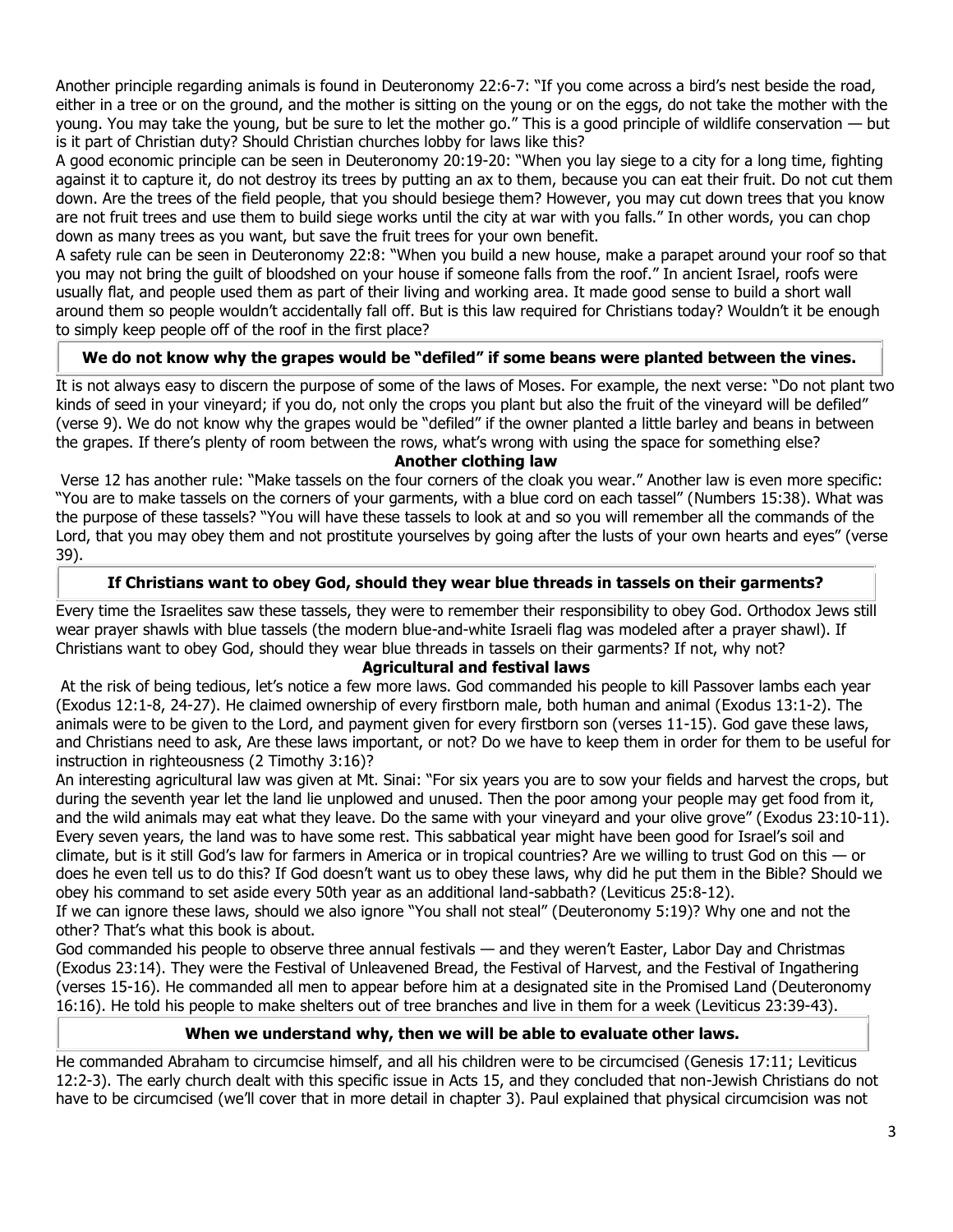Another principle regarding animals is found in Deuteronomy 22:6-7: "If you come across a bird's nest beside the road, either in a tree or on the ground, and the mother is sitting on the young or on the eggs, do not take the mother with the young. You may take the young, but be sure to let the mother go." This is a good principle of wildlife conservation — but is it part of Christian duty? Should Christian churches lobby for laws like this?

A good economic principle can be seen in Deuteronomy 20:19-20: "When you lay siege to a city for a long time, fighting against it to capture it, do not destroy its trees by putting an ax to them, because you can eat their fruit. Do not cut them down. Are the trees of the field people, that you should besiege them? However, you may cut down trees that you know are not fruit trees and use them to build siege works until the city at war with you falls." In other words, you can chop down as many trees as you want, but save the fruit trees for your own benefit.

A safety rule can be seen in Deuteronomy 22:8: "When you build a new house, make a parapet around your roof so that you may not bring the guilt of bloodshed on your house if someone falls from the roof." In ancient Israel, roofs were usually flat, and people used them as part of their living and working area. It made good sense to build a short wall around them so people wouldn't accidentally fall off. But is this law required for Christians today? Wouldn't it be enough to simply keep people off of the roof in the first place?

**We do not know why the grapes would be "defiled" if some beans were planted between the vines.**

It is not always easy to discern the purpose of some of the laws of Moses. For example, the next verse: "Do not plant two kinds of seed in your vineyard; if you do, not only the crops you plant but also the fruit of the vineyard will be defiled" (verse 9). We do not know why the grapes would be "defiled" if the owner planted a little barley and beans in between the grapes. If there's plenty of room between the rows, what's wrong with using the space for something else?

### Another clothing law

Verse 12 has another rule: "Make tassels on the four corners of the cloak you wear." Another law is even more specific: "You are to make tassels on the corners of your garments, with a blue cord on each tassel" (Numbers 15:38). What was the purpose of these tassels? "You will have these tassels to look at and so you will remember all the commands of the Lord, that you may obey them and not prostitute yourselves by going after the lusts of your own hearts and eyes" (verse 39).

**If Christians want to obey God, should they wear blue threads in tassels on their garments?**

Every time the Israelites saw these tassels, they were to remember their responsibility to obey God. Orthodox Jews still wear prayer shawls with blue tassels (the modern blue-and-white Israeli flag was modeled after a prayer shawl). If Christians want to obey God, should they wear blue threads in tassels on their garments? If not, why not?

### Agricultural and festival laws

At the risk of being tedious, let's notice a few more laws. God commanded his people to kill Passover lambs each year (Exodus 12:1-8, 24-27). He claimed ownership of every firstborn male, both human and animal (Exodus 13:1-2). The animals were to be given to the Lord, and payment given for every firstborn son (verses 11-15). God gave these laws, and Christians need to ask, Are these laws important, or not? Do we have to keep them in order for them to be useful for instruction in righteousness (2 Timothy 3:16)?

An interesting agricultural law was given at Mt. Sinai: "For six years you are to sow your fields and harvest the crops, but during the seventh year let the land lie unplowed and unused. Then the poor among your people may get food from it, and the wild animals may eat what they leave. Do the same with your vineyard and your olive grove" (Exodus 23:10-11). Every seven years, the land was to have some rest. This sabbatical year might have been good for Israel's soil and climate, but is it still God's law for farmers in America or in tropical countries? Are we willing to trust God on this — or does he even tell us to do this? If God doesn't want us to obey these laws, why did he put them in the Bible? Should we obey his command to set aside every 50th year as an additional land-sabbath? (Leviticus 25:8-12).

If we can ignore these laws, should we also ignore "You shall not steal" (Deuteronomy 5:19)? Why one and not the other? That's what this book is about.

God commanded his people to observe three annual festivals — and they weren't Easter, Labor Day and Christmas (Exodus 23:14). They were the Festival of Unleavened Bread, the Festival of Harvest, and the Festival of Ingathering (verses 15-16). He commanded all men to appear before him at a designated site in the Promised Land (Deuteronomy 16:16). He told his people to make shelters out of tree branches and live in them for a week (Leviticus 23:39-43).

**When we understand why, then we will be able to evaluate other laws.**

He commanded Abraham to circumcise himself, and all his children were to be circumcised (Genesis 17:11; Leviticus 12:2-3). The early church dealt with this specific issue in Acts 15, and they concluded that non-Jewish Christians do not have to be circumcised (we'll cover that in more detail in chapter 3). Paul explained that physical circumcision was not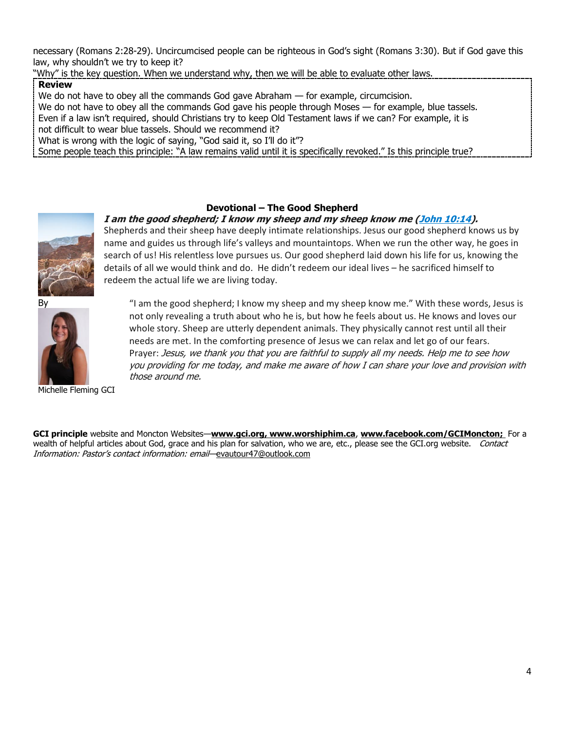necessary (Romans 2:28-29). Uncircumcised people can be righteous in God's sight (Romans 3:30). But if God gave this law, why shouldn't we try to keep it?

"Why" is the key question. When we understand why, then we will be able to evaluate other laws.

**Review**

We do not have to obey all the commands God gave Abraham — for example, circumcision.
We do not have to obey all the commands God gave his people through Moses — for example, blue tassels.
Even if a law isn't required, should Christians try to keep Old Testament laws if we can? For example, it is not difficult to wear blue tassels. Should we recommend it?
What is wrong with the logic of saying, "God said it, so I'll do it"?
Some people teach this principle: "A law remains valid until it is specifically revoked." Is this principle true?

## Devotional – The Good Shepherd

***I am the good shepherd; I know my sheep and my sheep know me (John 10:14).***

Shepherds and their sheep have deeply intimate relationships. Jesus our good shepherd knows us by name and guides us through life's valleys and mountaintops. When we run the other way, he goes in search of us! His relentless love pursues us. Our good shepherd laid down his life for us, knowing the details of all we would think and do. He didn't redeem our ideal lives – he sacrificed himself to redeem the actual life we are living today.

"I am the good shepherd; I know my sheep and my sheep know me." With these words, Jesus is not only revealing a truth about who he is, but how he feels about us. He knows and loves our whole story. Sheep are utterly dependent animals. They physically cannot rest until all their needs are met. In the comforting presence of Jesus we can relax and let go of our fears.

Prayer: *Jesus, we thank you that you are faithful to supply all my needs. Help me to see how you providing for me today, and make me aware of how I can share your love and provision with those around me.*

By Michelle Fleming GCI

**GCI principle** website and Moncton Websites—**www.gci.org, www.worshiphim.ca**, **www.facebook.com/GCIMoncton;** For a wealth of helpful articles about God, grace and his plan for salvation, who we are, etc., please see the GCI.org website. *Contact Information: Pastor's contact information: email*—evautour47@outlook.com